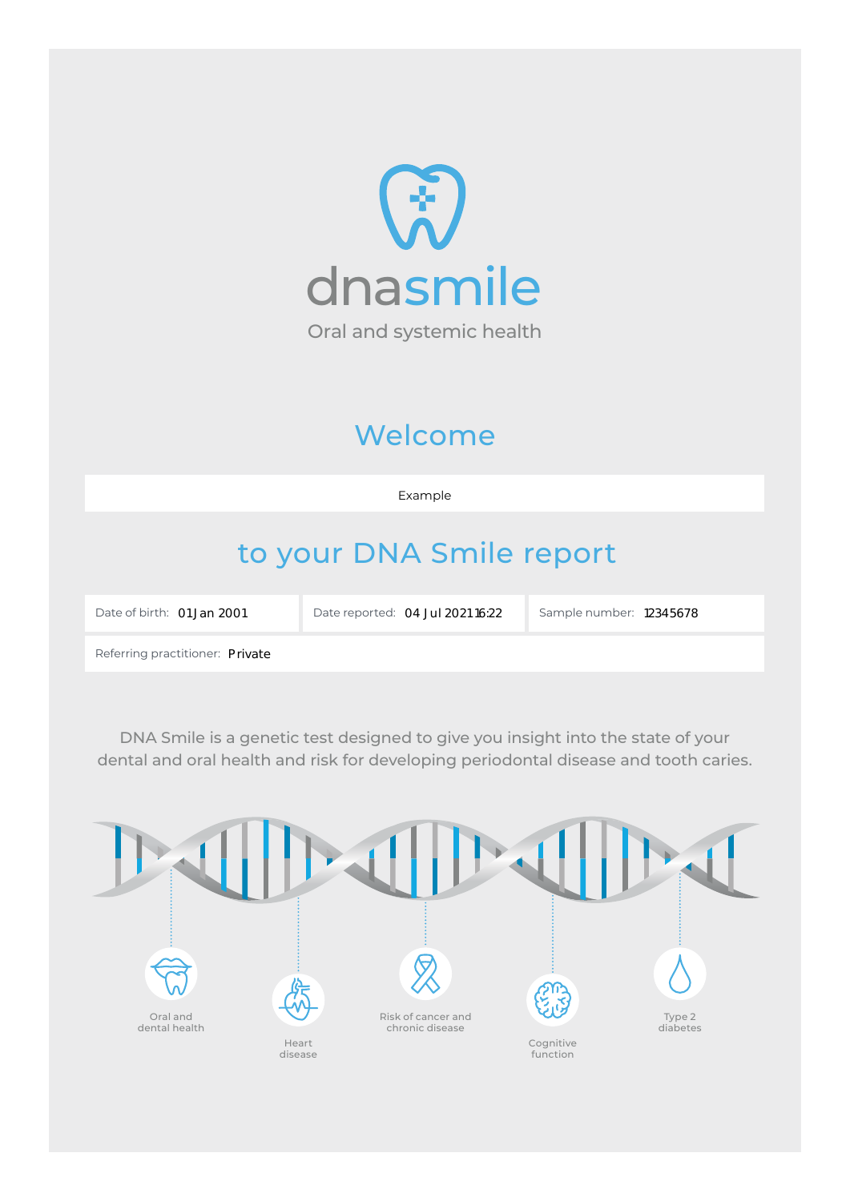# dnasmile

Oral and systemic health

## Welcome

Example

## to your DNA Smile report

| Date of birth: 01 Jan 2001 | Date reported: 04 Jul 2021 16:22 | Sample number: 12345678 |
| --- | --- | --- |
| Referring practitioner: Private | | |

DNA Smile is a genetic test designed to give you insight into the state of your dental and oral health and risk for developing periodontal disease and tooth caries.

Oral and dental health

Heart disease

Risk of cancer and chronic disease

Cognitive function

Type 2 diabetes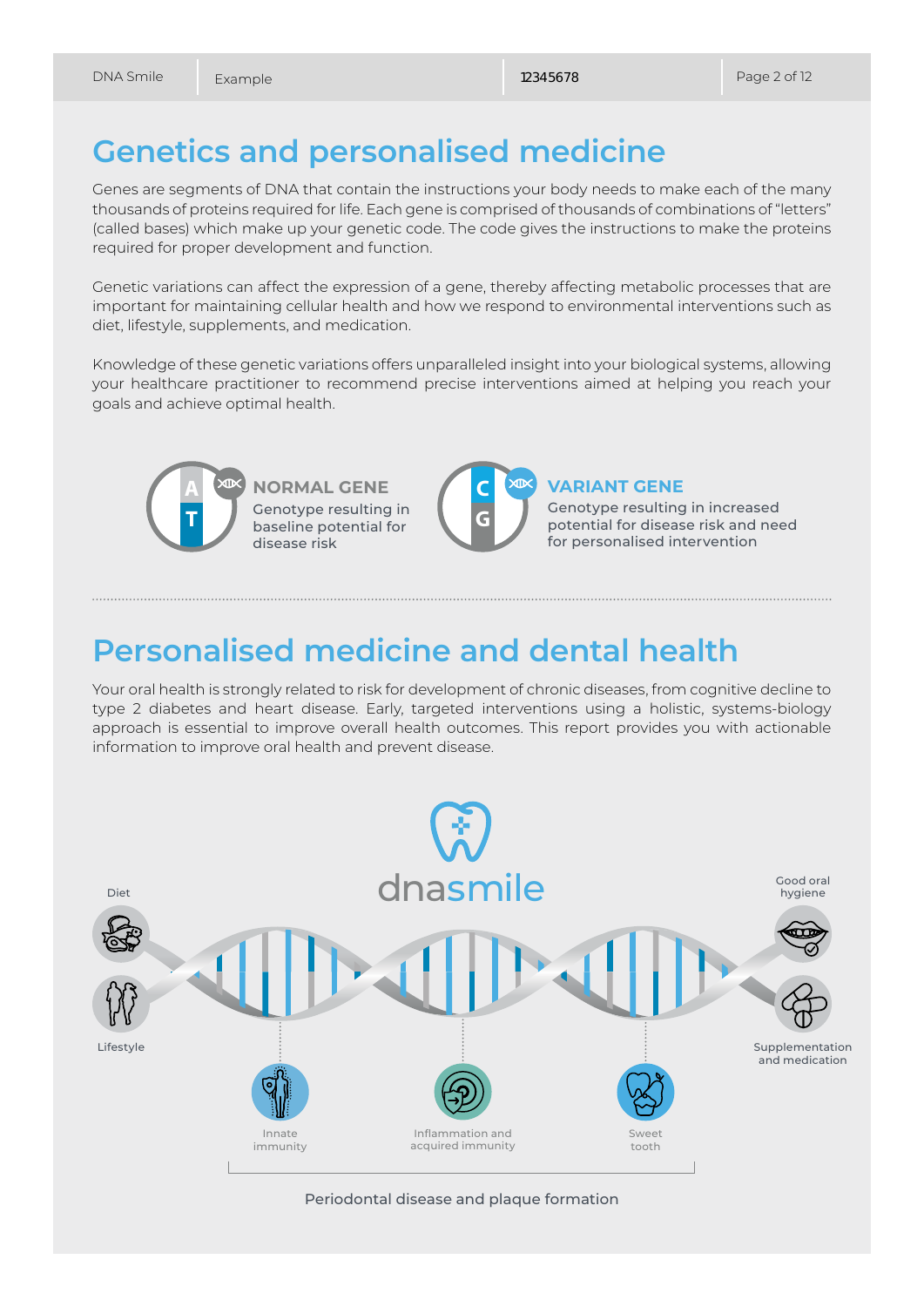# Genetics and personalised medicine

Genes are segments of DNA that contain the instructions your body needs to make each of the many thousands of proteins required for life. Each gene is comprised of thousands of combinations of "letters" (called bases) which make up your genetic code. The code gives the instructions to make the proteins required for proper development and function.

Genetic variations can affect the expression of a gene, thereby affecting metabolic processes that are important for maintaining cellular health and how we respond to environmental interventions such as diet, lifestyle, supplements, and medication.

Knowledge of these genetic variations offers unparalleled insight into your biological systems, allowing your healthcare practitioner to recommend precise interventions aimed at helping you reach your goals and achieve optimal health.

A T

**NORMAL GENE**
Genotype resulting in baseline potential for disease risk

C G

**VARIANT GENE**
Genotype resulting in increased potential for disease risk and need for personalised intervention

# Personalised medicine and dental health

Your oral health is strongly related to risk for development of chronic diseases, from cognitive decline to type 2 diabetes and heart disease. Early, targeted interventions using a holistic, systems-biology approach is essential to improve overall health outcomes. This report provides you with actionable information to improve oral health and prevent disease.

dnasmile

Diet

Lifestyle

Good oral hygiene

Supplementation and medication

Innate immunity

Inflammation and acquired immunity

Sweet tooth

Periodontal disease and plaque formation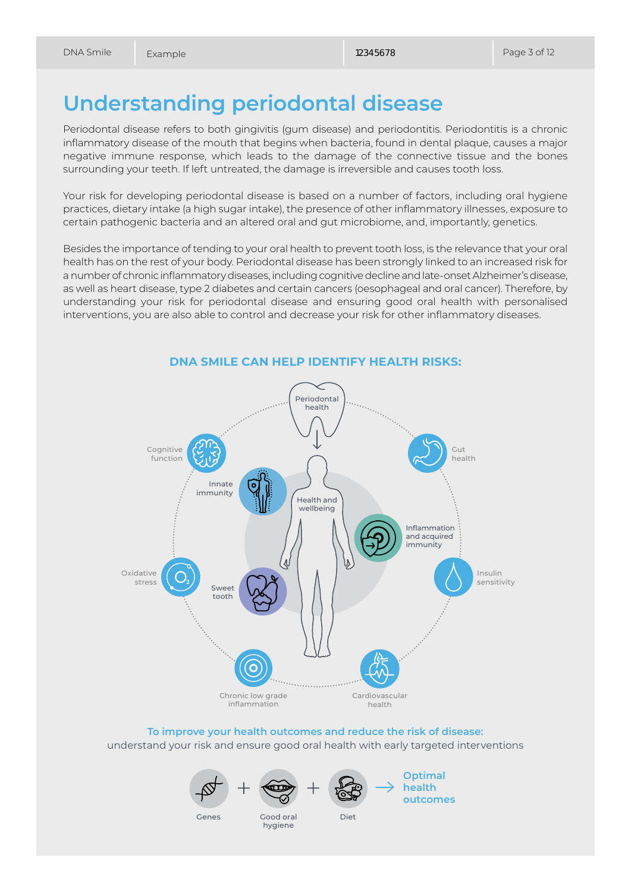# Understanding periodontal disease

Periodontal disease refers to both gingivitis (gum disease) and periodontitis. Periodontitis is a chronic inflammatory disease of the mouth that begins when bacteria, found in dental plaque, causes a major negative immune response, which leads to the damage of the connective tissue and the bones surrounding your teeth. If left untreated, the damage is irreversible and causes tooth loss.

Your risk for developing periodontal disease is based on a number of factors, including oral hygiene practices, dietary intake (a high sugar intake), the presence of other inflammatory illnesses, exposure to certain pathogenic bacteria and an altered oral and gut microbiome, and, importantly, genetics.

Besides the importance of tending to your oral health to prevent tooth loss, is the relevance that your oral health has on the rest of your body. Periodontal disease has been strongly linked to an increased risk for a number of chronic inflammatory diseases, including cognitive decline and late-onset Alzheimer's disease, as well as heart disease, type 2 diabetes and certain cancers (oesophageal and oral cancer). Therefore, by understanding your risk for periodontal disease and ensuring good oral health with personalised interventions, you are also able to control and decrease your risk for other inflammatory diseases.

## DNA SMILE CAN HELP IDENTIFY HEALTH RISKS:

Periodontal health

Cognitive function

Gut health

Innate immunity

Health and wellbeing

Inflammation and acquired immunity

Oxidative stress

Sweet tooth

Insulin sensitivity

Chronic low grade inflammation

Cardiovascular health

**To improve your health outcomes and reduce the risk of disease:**
understand your risk and ensure good oral health with early targeted interventions

Genes + Good oral hygiene + Diet → **Optimal health outcomes**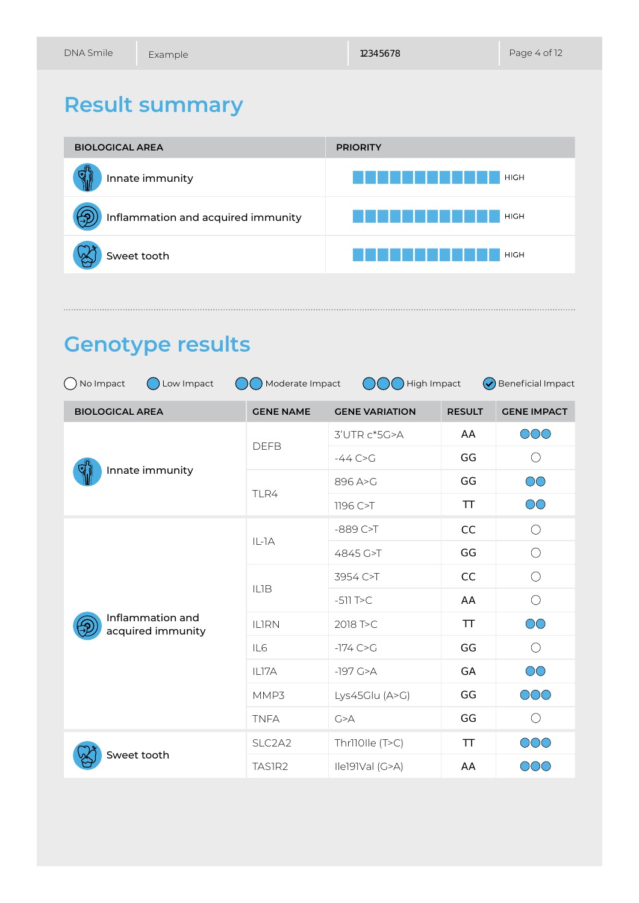# Result summary

| BIOLOGICAL AREA | PRIORITY |
|---|---|
| Innate immunity | HIGH |
| Inflammation and acquired immunity | HIGH |
| Sweet tooth | HIGH |

# Genotype results

○ No Impact ● Low Impact ●● Moderate Impact ●●● High Impact ✓ Beneficial Impact

| BIOLOGICAL AREA | GENE NAME | GENE VARIATION | RESULT | GENE IMPACT |
|---|---|---|---|---|
| Innate immunity | DEFB | 3'UTR c*5G>A | AA | ●●● |
| | | -44 C>G | GG | ○ |
| | TLR4 | 896 A>G | GG | ●● |
| | | 1196 C>T | TT | ●● |
| Inflammation and acquired immunity | IL-1A | -889 C>T | CC | ○ |
| | | 4845 G>T | GG | ○ |
| | IL1B | 3954 C>T | CC | ○ |
| | | -511 T>C | AA | ○ |
| | IL1RN | 2018 T>C | TT | ●● |
| | IL6 | -174 C>G | GG | ○ |
| | IL17A | -197 G>A | GA | ●● |
| | MMP3 | Lys45Glu (A>G) | GG | ●●● |
| | TNFA | G>A | GG | ○ |
| Sweet tooth | SLC2A2 | Thr110Ile (T>C) | TT | ●●● |
| | TAS1R2 | Ile191Val (G>A) | AA | ●●● |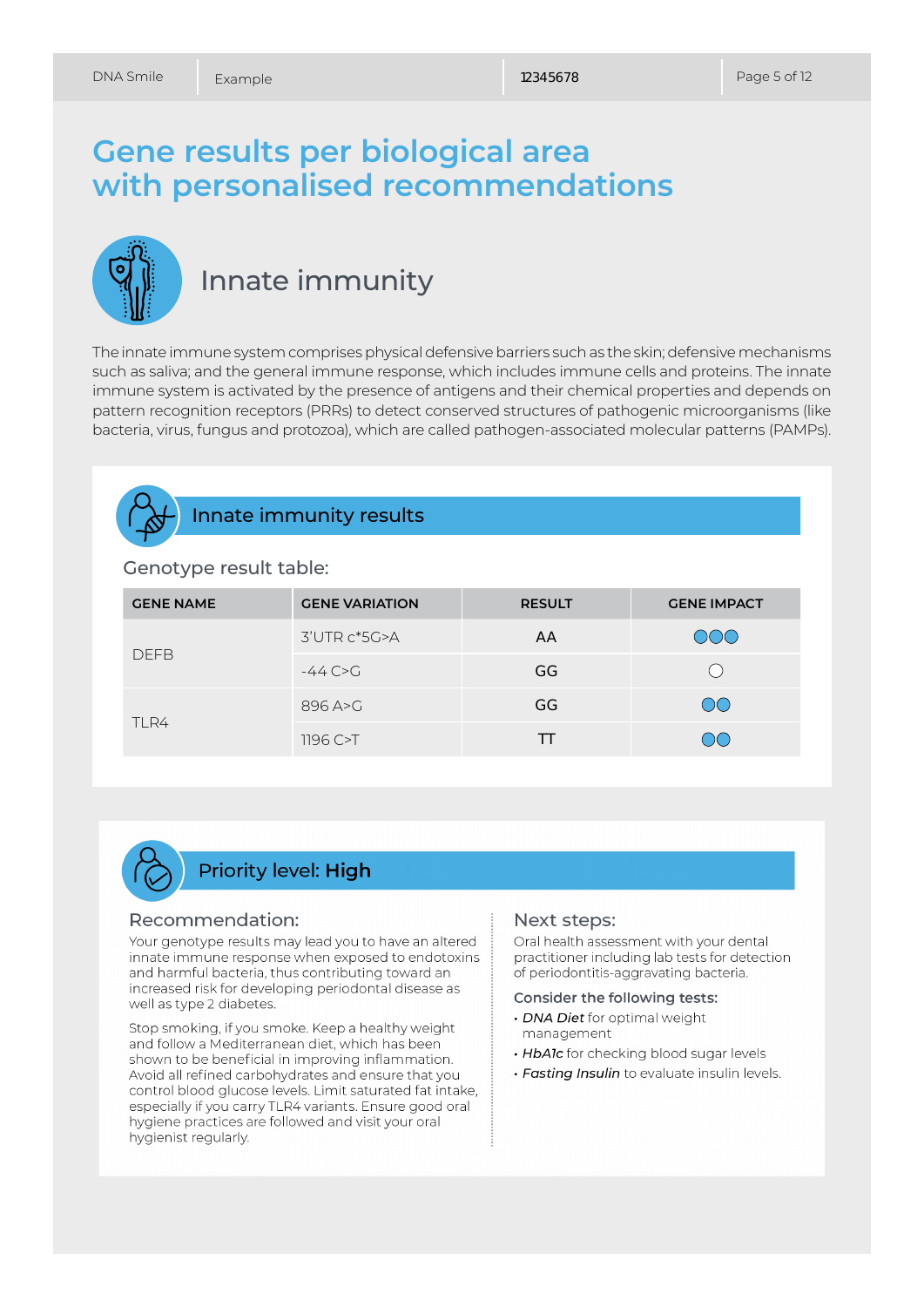# Gene results per biological area with personalised recommendations

## Innate immunity

The innate immune system comprises physical defensive barriers such as the skin; defensive mechanisms such as saliva; and the general immune response, which includes immune cells and proteins. The innate immune system is activated by the presence of antigens and their chemical properties and depends on pattern recognition receptors (PRRs) to detect conserved structures of pathogenic microorganisms (like bacteria, virus, fungus and protozoa), which are called pathogen-associated molecular patterns (PAMPs).

### Innate immunity results

Genotype result table:

| GENE NAME | GENE VARIATION | RESULT | GENE IMPACT |
|---|---|---|---|
| DEFB | 3'UTR c*5G>A | AA | ●●● |
| | -44 C>G | GG | ○ |
| TLR4 | 896 A>G | GG | ●● |
| | 1196 C>T | TT | ●● |

### Priority level: **High**

**Recommendation:**

Your genotype results may lead you to have an altered innate immune response when exposed to endotoxins and harmful bacteria, thus contributing toward an increased risk for developing periodontal disease as well as type 2 diabetes.

Stop smoking, if you smoke. Keep a healthy weight and follow a Mediterranean diet, which has been shown to be beneficial in improving inflammation. Avoid all refined carbohydrates and ensure that you control blood glucose levels. Limit saturated fat intake, especially if you carry TLR4 variants. Ensure good oral hygiene practices are followed and visit your oral hygienist regularly.

**Next steps:**

Oral health assessment with your dental practitioner including lab tests for detection of periodontitis-aggravating bacteria.

**Consider the following tests:**

- ***DNA Diet*** for optimal weight management
- ***HbA1c*** for checking blood sugar levels
- ***Fasting Insulin*** to evaluate insulin levels.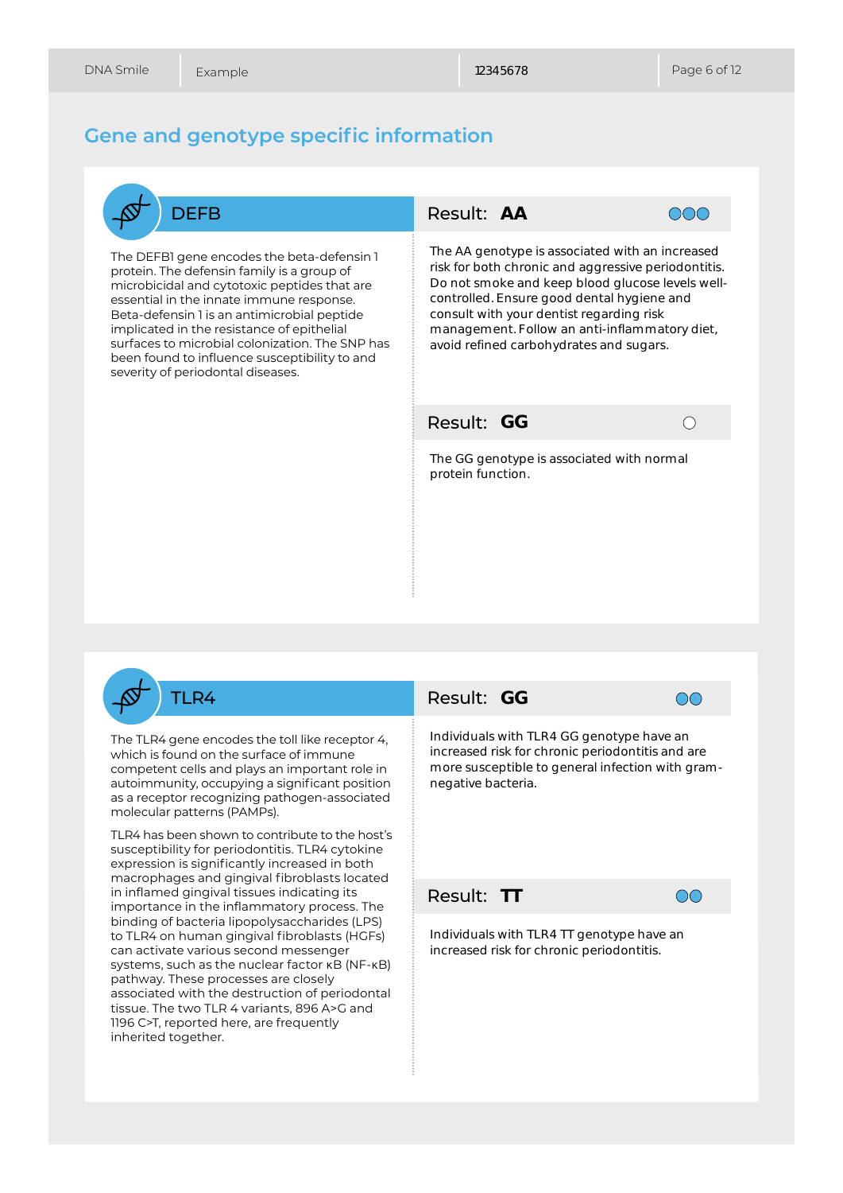## Gene and genotype specific information

### DEFB

The DEFB1 gene encodes the beta-defensin 1 protein. The defensin family is a group of microbicidal and cytotoxic peptides that are essential in the innate immune response. Beta-defensin 1 is an antimicrobial peptide implicated in the resistance of epithelial surfaces to microbial colonization. The SNP has been found to influence susceptibility to and severity of periodontal diseases.

**Result: AA**

The AA genotype is associated with an increased risk for both chronic and aggressive periodontitis. Do not smoke and keep blood glucose levels well-controlled. Ensure good dental hygiene and consult with your dentist regarding risk management. Follow an anti-inflammatory diet, avoid refined carbohydrates and sugars.

**Result: GG**

The GG genotype is associated with normal protein function.

### TLR4

The TLR4 gene encodes the toll like receptor 4, which is found on the surface of immune competent cells and plays an important role in autoimmunity, occupying a significant position as a receptor recognizing pathogen-associated molecular patterns (PAMPs).

TLR4 has been shown to contribute to the host's susceptibility for periodontitis. TLR4 cytokine expression is significantly increased in both macrophages and gingival fibroblasts located in inflamed gingival tissues indicating its importance in the inflammatory process. The binding of bacteria lipopolysaccharides (LPS) to TLR4 on human gingival fibroblasts (HGFs) can activate various second messenger systems, such as the nuclear factor κB (NF-κB) pathway. These processes are closely associated with the destruction of periodontal tissue. The two TLR 4 variants, 896 A>G and 1196 C>T, reported here, are frequently inherited together.

**Result: GG**

Individuals with TLR4 GG genotype have an increased risk for chronic periodontitis and are more susceptible to general infection with gram-negative bacteria.

**Result: TT**

Individuals with TLR4 TT genotype have an increased risk for chronic periodontitis.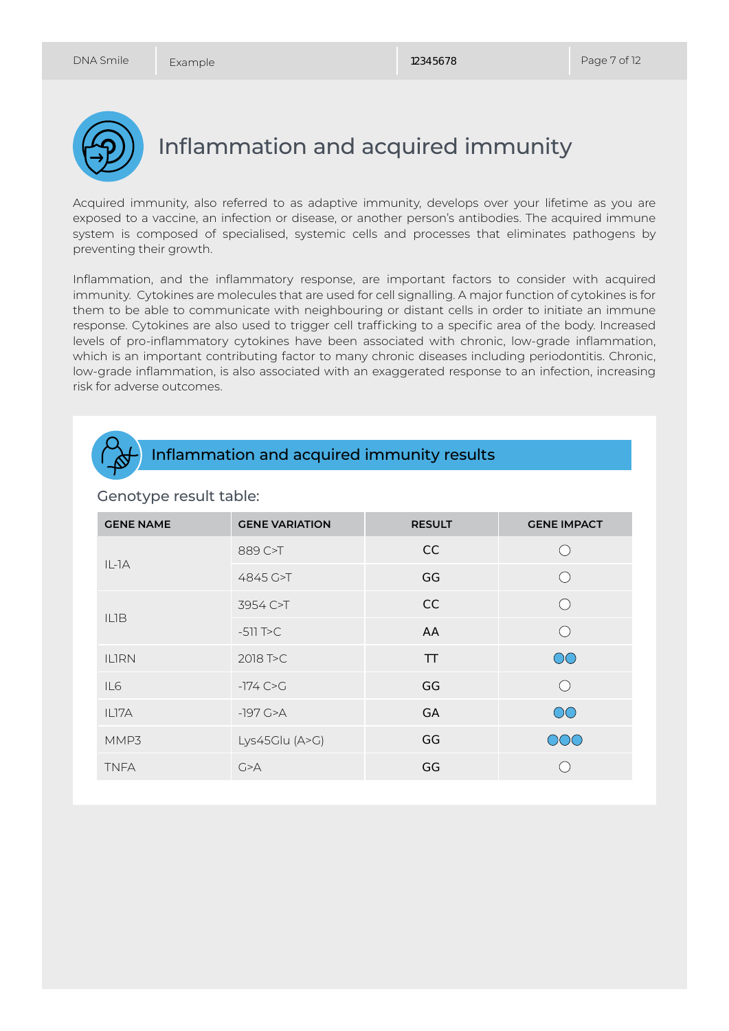# Inflammation and acquired immunity

Acquired immunity, also referred to as adaptive immunity, develops over your lifetime as you are exposed to a vaccine, an infection or disease, or another person's antibodies. The acquired immune system is composed of specialised, systemic cells and processes that eliminates pathogens by preventing their growth.

Inflammation, and the inflammatory response, are important factors to consider with acquired immunity. Cytokines are molecules that are used for cell signalling. A major function of cytokines is for them to be able to communicate with neighbouring or distant cells in order to initiate an immune response. Cytokines are also used to trigger cell trafficking to a specific area of the body. Increased levels of pro-inflammatory cytokines have been associated with chronic, low-grade inflammation, which is an important contributing factor to many chronic diseases including periodontitis. Chronic, low-grade inflammation, is also associated with an exaggerated response to an infection, increasing risk for adverse outcomes.

## Inflammation and acquired immunity results

Genotype result table:

| GENE NAME | GENE VARIATION | RESULT | GENE IMPACT |
|---|---|---|---|
| IL-1A | 889 C>T | CC | ○ |
| | 4845 G>T | GG | ○ |
| IL1B | 3954 C>T | CC | ○ |
| | -511 T>C | AA | ○ |
| IL1RN | 2018 T>C | TT | ●● |
| IL6 | -174 C>G | GG | ○ |
| IL17A | -197 G>A | GA | ●● |
| MMP3 | Lys45Glu (A>G) | GG | ●●● |
| TNFA | G>A | GG | ○ |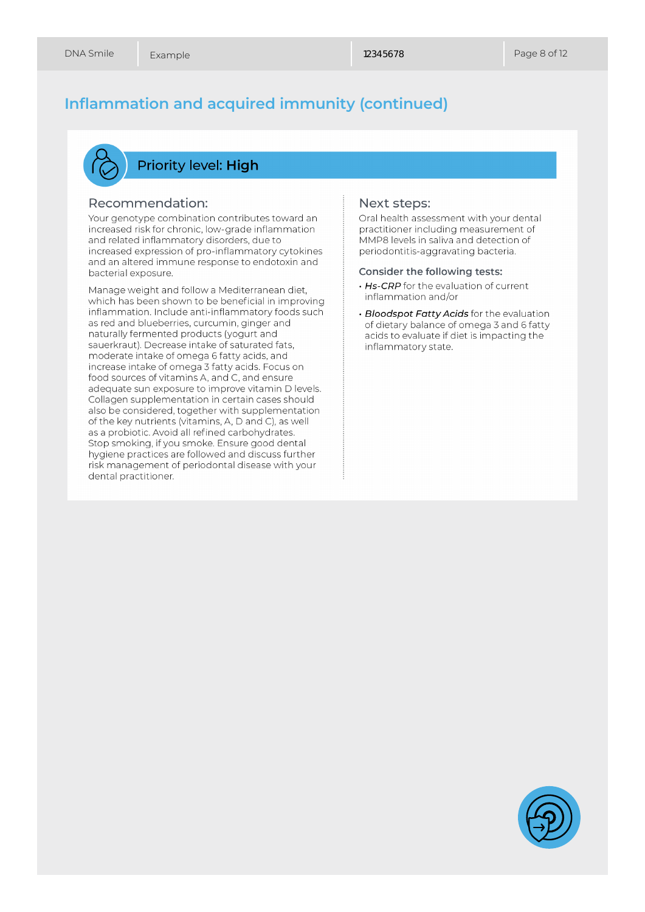## Inflammation and acquired immunity (continued)

### Priority level: **High**

### Recommendation:

Your genotype combination contributes toward an increased risk for chronic, low-grade inflammation and related inflammatory disorders, due to increased expression of pro-inflammatory cytokines and an altered immune response to endotoxin and bacterial exposure.

Manage weight and follow a Mediterranean diet, which has been shown to be beneficial in improving inflammation. Include anti-inflammatory foods such as red and blueberries, curcumin, ginger and naturally fermented products (yogurt and sauerkraut). Decrease intake of saturated fats, moderate intake of omega 6 fatty acids, and increase intake of omega 3 fatty acids. Focus on food sources of vitamins A, and C, and ensure adequate sun exposure to improve vitamin D levels. Collagen supplementation in certain cases should also be considered, together with supplementation of the key nutrients (vitamins, A, D and C), as well as a probiotic. Avoid all refined carbohydrates. Stop smoking, if you smoke. Ensure good dental hygiene practices are followed and discuss further risk management of periodontal disease with your dental practitioner.

### Next steps:

Oral health assessment with your dental practitioner including measurement of MMP8 levels in saliva and detection of periodontitis-aggravating bacteria.

**Consider the following tests:**

- ***Hs-CRP*** for the evaluation of current inflammation and/or
- ***Bloodspot Fatty Acids*** for the evaluation of dietary balance of omega 3 and 6 fatty acids to evaluate if diet is impacting the inflammatory state.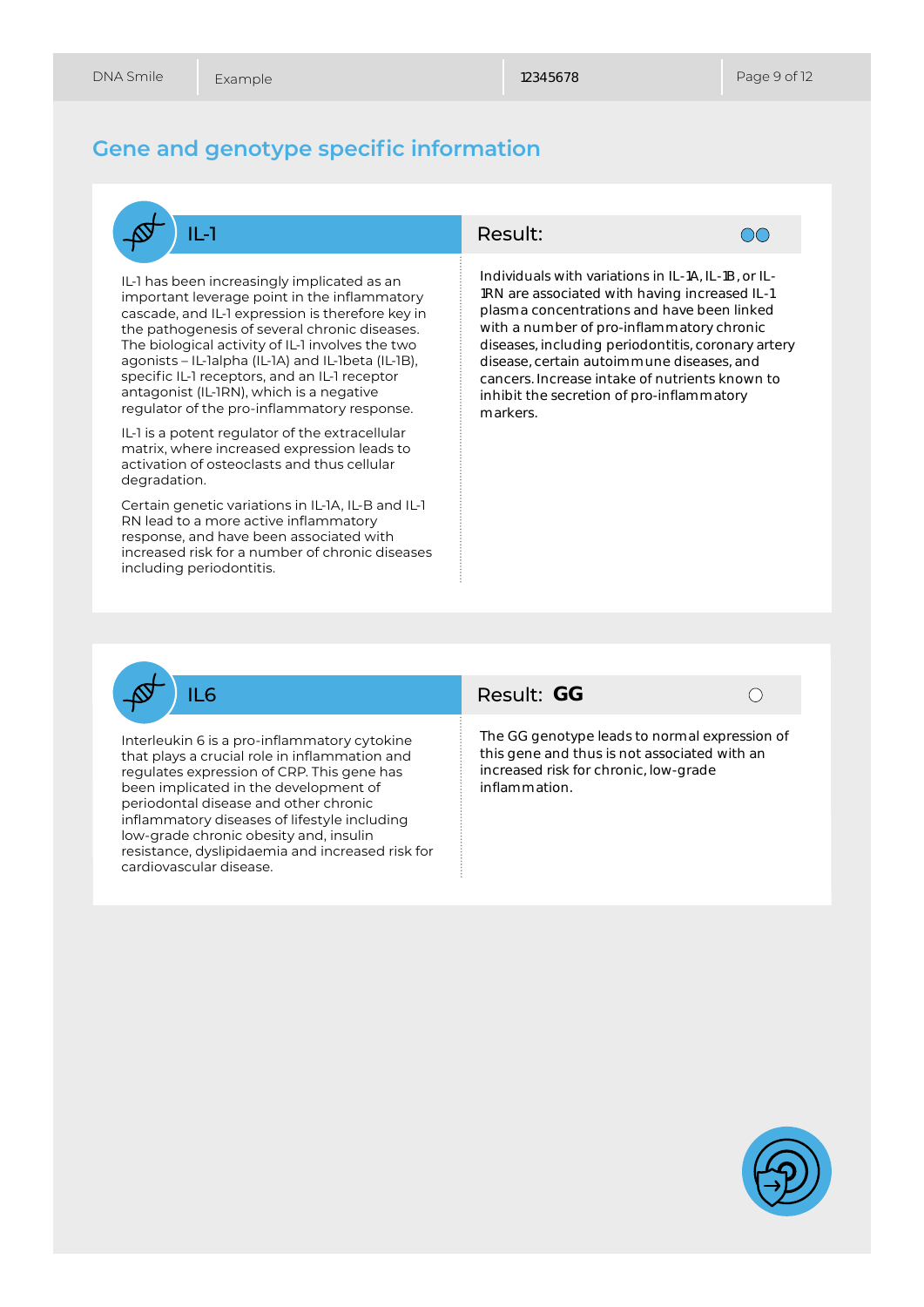## Gene and genotype specific information

### IL-1

IL-1 has been increasingly implicated as an important leverage point in the inflammatory cascade, and IL-1 expression is therefore key in the pathogenesis of several chronic diseases. The biological activity of IL-1 involves the two agonists – IL-1alpha (IL-1A) and IL-1beta (IL-1B), specific IL-1 receptors, and an IL-1 receptor antagonist (IL-1RN), which is a negative regulator of the pro-inflammatory response.

IL-1 is a potent regulator of the extracellular matrix, where increased expression leads to activation of osteoclasts and thus cellular degradation.

Certain genetic variations in IL-1A, IL-B and IL-1 RN lead to a more active inflammatory response, and have been associated with increased risk for a number of chronic diseases including periodontitis.

**Result:** ●●

Individuals with variations in IL-1A, IL-1B, or IL-1RN are associated with having increased IL-1 plasma concentrations and have been linked with a number of pro-inflammatory chronic diseases, including periodontitis, coronary artery disease, certain autoimmune diseases, and cancers. Increase intake of nutrients known to inhibit the secretion of pro-inflammatory markers.

### IL6

Interleukin 6 is a pro-inflammatory cytokine that plays a crucial role in inflammation and regulates expression of CRP. This gene has been implicated in the development of periodontal disease and other chronic inflammatory diseases of lifestyle including low-grade chronic obesity and, insulin resistance, dyslipidaemia and increased risk for cardiovascular disease.

**Result: GG** ○

The GG genotype leads to normal expression of this gene and thus is not associated with an increased risk for chronic, low-grade inflammation.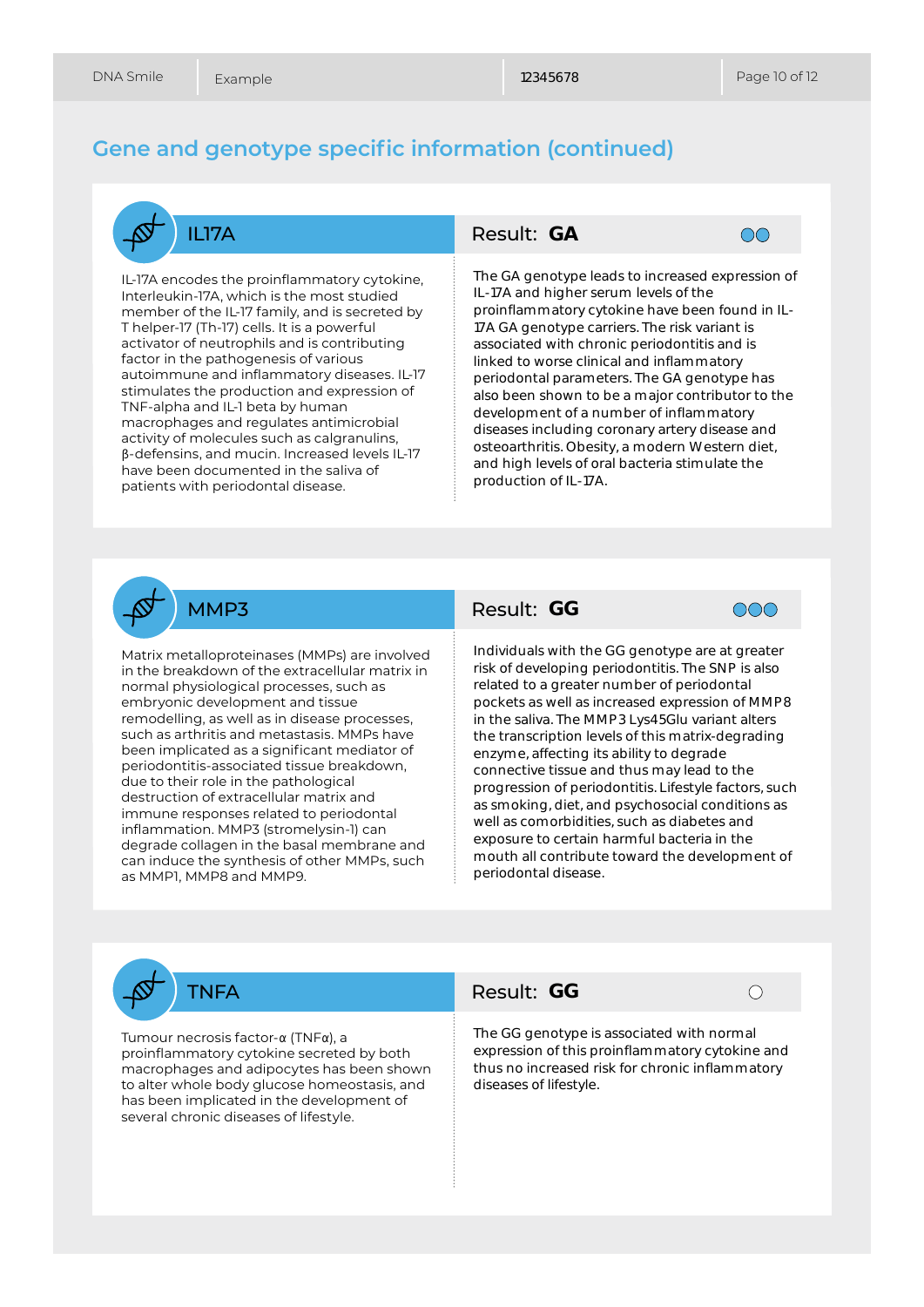## Gene and genotype specific information (continued)

### IL17A

**Result: GA**

IL-17A encodes the proinflammatory cytokine, Interleukin-17A, which is the most studied member of the IL-17 family, and is secreted by T helper-17 (Th-17) cells. It is a powerful activator of neutrophils and is contributing factor in the pathogenesis of various autoimmune and inflammatory diseases. IL-17 stimulates the production and expression of TNF-alpha and IL-1 beta by human macrophages and regulates antimicrobial activity of molecules such as calgranulins, β-defensins, and mucin. Increased levels IL-17 have been documented in the saliva of patients with periodontal disease.

The GA genotype leads to increased expression of IL-17A and higher serum levels of the proinflammatory cytokine have been found in IL-17A GA genotype carriers. The risk variant is associated with chronic periodontitis and is linked to worse clinical and inflammatory periodontal parameters. The GA genotype has also been shown to be a major contributor to the development of a number of inflammatory diseases including coronary artery disease and osteoarthritis. Obesity, a modern Western diet, and high levels of oral bacteria stimulate the production of IL-17A.

### MMP3

**Result: GG**

Matrix metalloproteinases (MMPs) are involved in the breakdown of the extracellular matrix in normal physiological processes, such as embryonic development and tissue remodelling, as well as in disease processes, such as arthritis and metastasis. MMPs have been implicated as a significant mediator of periodontitis-associated tissue breakdown, due to their role in the pathological destruction of extracellular matrix and immune responses related to periodontal inflammation. MMP3 (stromelysin-1) can degrade collagen in the basal membrane and can induce the synthesis of other MMPs, such as MMP1, MMP8 and MMP9.

Individuals with the GG genotype are at greater risk of developing periodontitis. The SNP is also related to a greater number of periodontal pockets as well as increased expression of MMP8 in the saliva. The MMP3 Lys45Glu variant alters the transcription levels of this matrix-degrading enzyme, affecting its ability to degrade connective tissue and thus may lead to the progression of periodontitis. Lifestyle factors, such as smoking, diet, and psychosocial conditions as well as comorbidities, such as diabetes and exposure to certain harmful bacteria in the mouth all contribute toward the development of periodontal disease.

### TNFA

**Result: GG**

Tumour necrosis factor-α (TNFα), a proinflammatory cytokine secreted by both macrophages and adipocytes has been shown to alter whole body glucose homeostasis, and has been implicated in the development of several chronic diseases of lifestyle.

The GG genotype is associated with normal expression of this proinflammatory cytokine and thus no increased risk for chronic inflammatory diseases of lifestyle.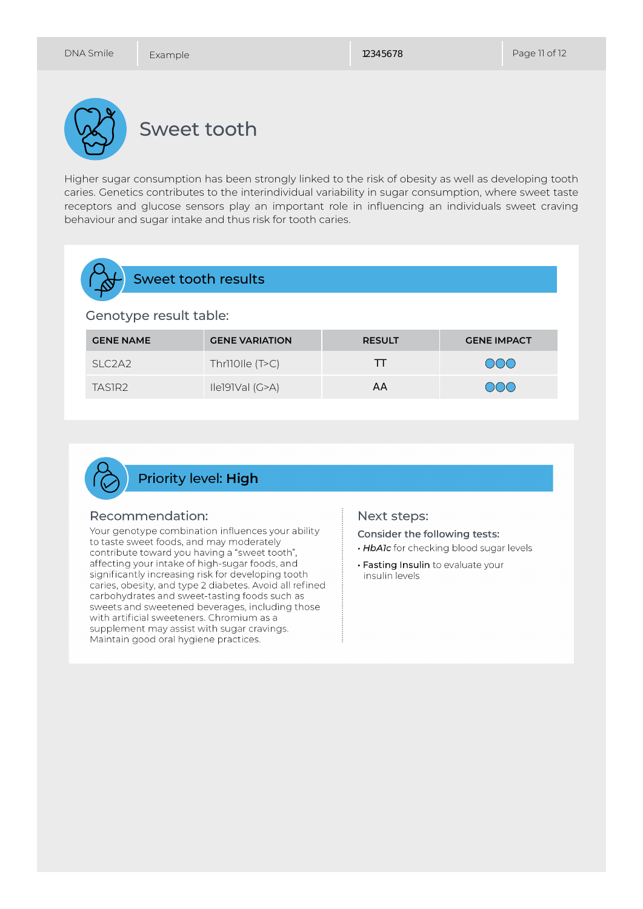# Sweet tooth

Higher sugar consumption has been strongly linked to the risk of obesity as well as developing tooth caries. Genetics contributes to the interindividual variability in sugar consumption, where sweet taste receptors and glucose sensors play an important role in influencing an individuals sweet craving behaviour and sugar intake and thus risk for tooth caries.

## Sweet tooth results

### Genotype result table:

| GENE NAME | GENE VARIATION | RESULT | GENE IMPACT |
|---|---|---|---|
| SLC2A2 | Thr110Ile (T>C) | TT | ●●● |
| TAS1R2 | Ile191Val (G>A) | AA | ●●● |

## Priority level: **High**

### Recommendation:

Your genotype combination influences your ability to taste sweet foods, and may moderately contribute toward you having a "sweet tooth", affecting your intake of high-sugar foods, and significantly increasing risk for developing tooth caries, obesity, and type 2 diabetes. Avoid all refined carbohydrates and sweet-tasting foods such as sweets and sweetened beverages, including those with artificial sweeteners. Chromium as a supplement may assist with sugar cravings. Maintain good oral hygiene practices.

### Next steps:

**Consider the following tests:**

- ***HbA1c*** for checking blood sugar levels
- **Fasting Insulin** to evaluate your insulin levels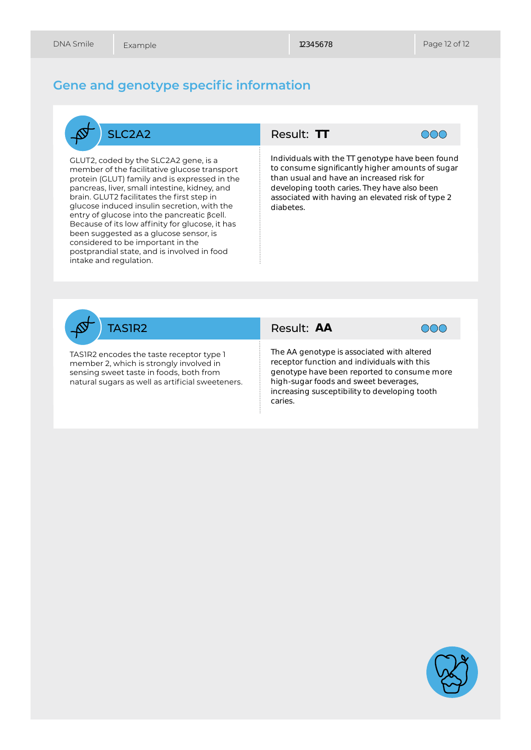## Gene and genotype specific information

### SLC2A2

GLUT2, coded by the SLC2A2 gene, is a member of the facilitative glucose transport protein (GLUT) family and is expressed in the pancreas, liver, small intestine, kidney, and brain. GLUT2 facilitates the first step in glucose induced insulin secretion, with the entry of glucose into the pancreatic βcell. Because of its low affinity for glucose, it has been suggested as a glucose sensor, is considered to be important in the postprandial state, and is involved in food intake and regulation.

**Result: TT**

Individuals with the TT genotype have been found to consume significantly higher amounts of sugar than usual and have an increased risk for developing tooth caries. They have also been associated with having an elevated risk of type 2 diabetes.

### TAS1R2

TAS1R2 encodes the taste receptor type 1 member 2, which is strongly involved in sensing sweet taste in foods, both from natural sugars as well as artificial sweeteners.

**Result: AA**

The AA genotype is associated with altered receptor function and individuals with this genotype have been reported to consume more high-sugar foods and sweet beverages, increasing susceptibility to developing tooth caries.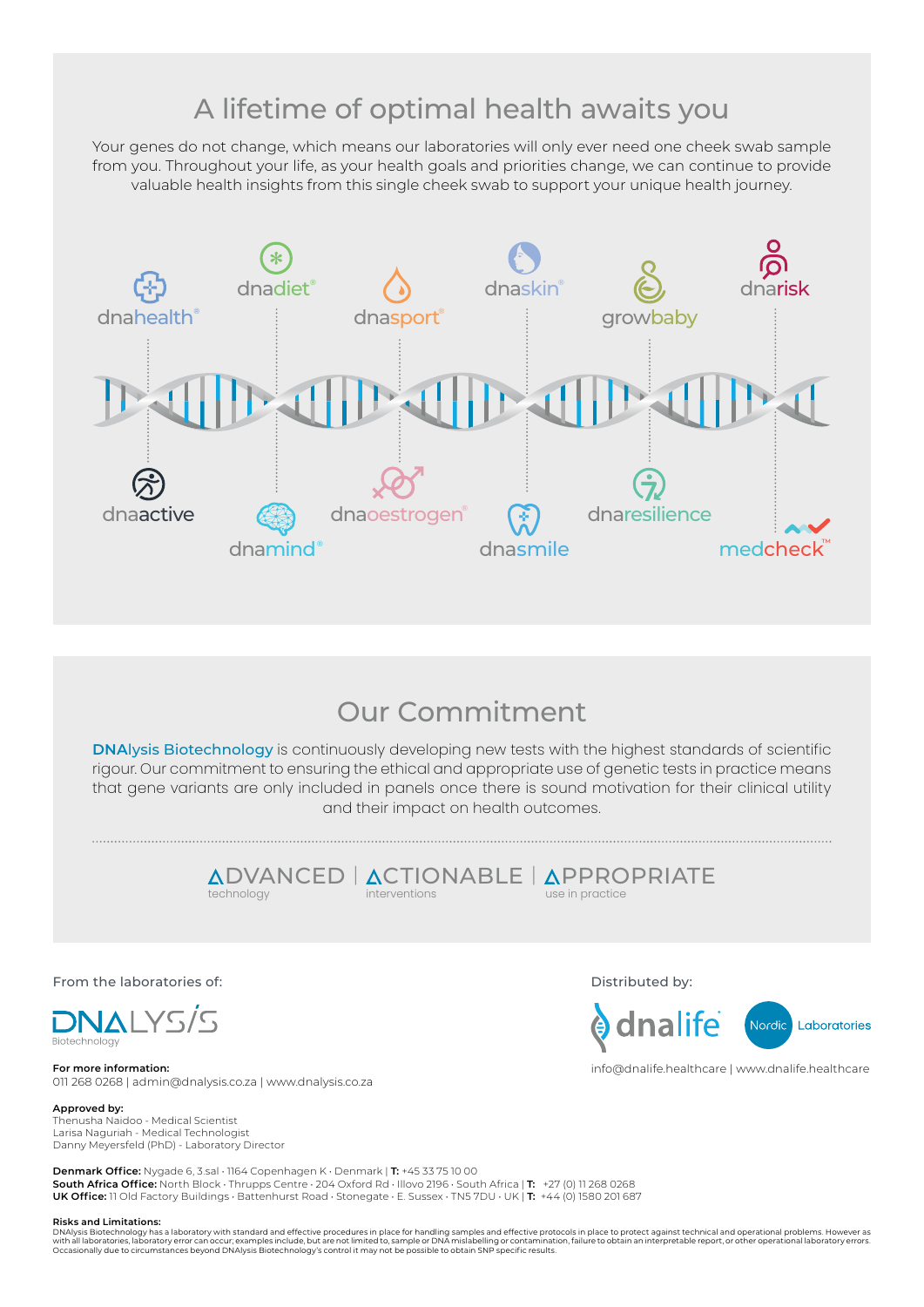## A lifetime of optimal health awaits you

Your genes do not change, which means our laboratories will only ever need one cheek swab sample from you. Throughout your life, as your health goals and priorities change, we can continue to provide valuable health insights from this single cheek swab to support your unique health journey.

dnahealth® dnadiet® dnasport® dnaskin® growbaby dnarisk

dnaactive dnamind® dnaoestrogen® dnasmile dnaresilience medcheck™

## Our Commitment

DNAlysis Biotechnology is continuously developing new tests with the highest standards of scientific rigour. Our commitment to ensuring the ethical and appropriate use of genetic tests in practice means that gene variants are only included in panels once there is sound motivation for their clinical utility and their impact on health outcomes.

ADVANCED technology | ACTIONABLE interventions | APPROPRIATE use in practice

From the laboratories of:

DNALYSIS Biotechnology

**For more information:**
011 268 0268 | admin@dnalysis.co.za | www.dnalysis.co.za

Distributed by:

dnalife | Nordic Laboratories

info@dnalife.healthcare | www.dnalife.healthcare

**Approved by:**
Thenusha Naidoo - Medical Scientist
Larisa Naguriah - Medical Technologist
Danny Meyersfeld (PhD) - Laboratory Director

**Denmark Office:** Nygade 6, 3.sal · 1164 Copenhagen K · Denmark | **T:** +45 33 75 10 00
**South Africa Office:** North Block · Thrupps Centre · 204 Oxford Rd · Illovo 2196 · South Africa | **T:** +27 (0) 11 268 0268
**UK Office:** 11 Old Factory Buildings · Battenhurst Road · Stonegate · E. Sussex · TN5 7DU · UK | **T:** +44 (0) 1580 201 687

**Risks and Limitations:**
DNAlysis Biotechnology has a laboratory with standard and effective procedures in place for handling samples and effective protocols in place to protect against technical and operational problems. However as with all laboratories, laboratory error can occur; examples include, but are not limited to, sample or DNA mislabelling or contamination, failure to obtain an interpretable report, or other operational laboratory errors. Occasionally due to circumstances beyond DNAlysis Biotechnology's control it may not be possible to obtain SNP specific results.